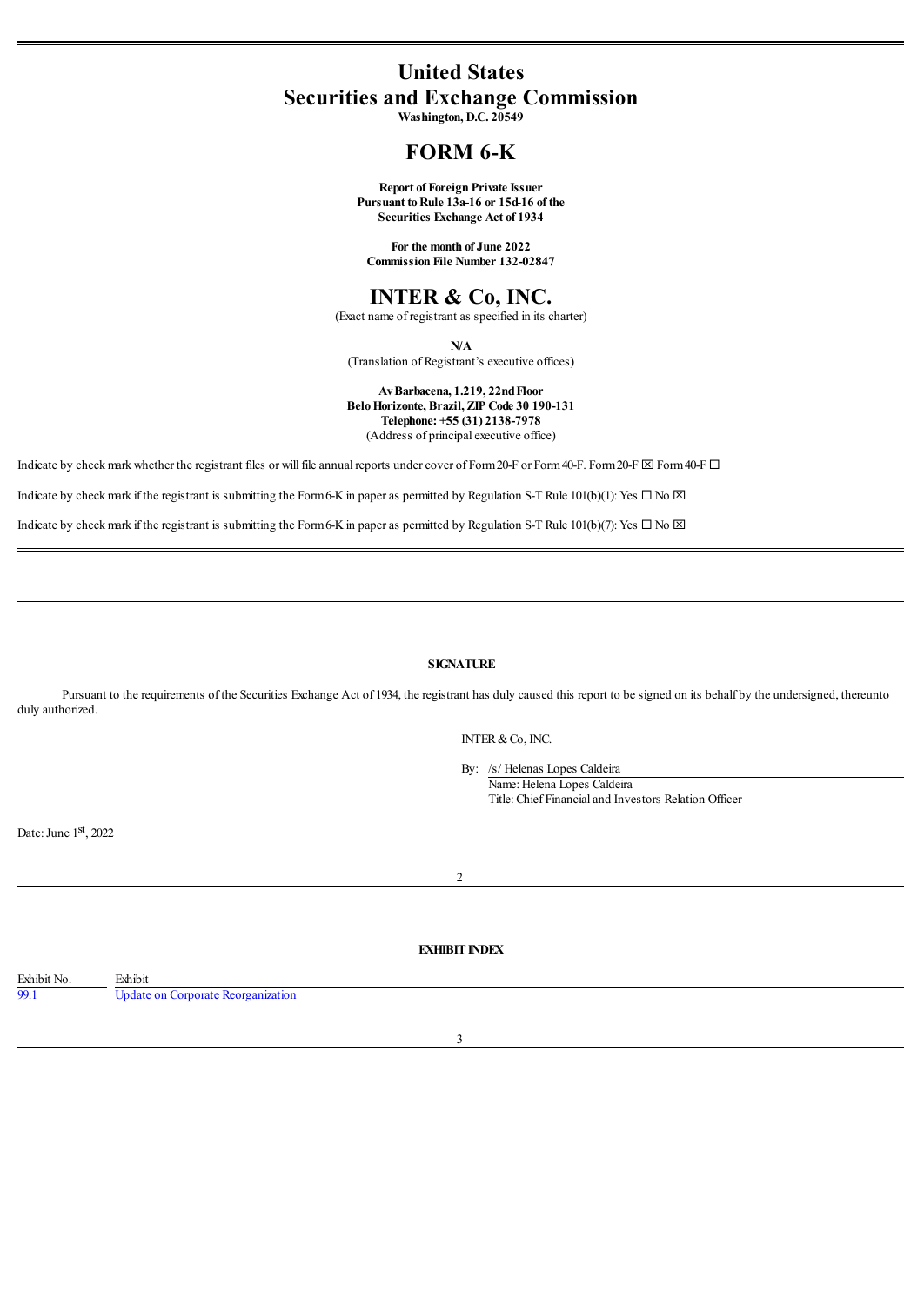# United States
# Securities and Exchange Commission

**Washington, D.C. 20549**

## FORM 6-K

**Report of Foreign Private Issuer**
**Pursuant to Rule 13a-16 or 15d-16 of the**
**Securities Exchange Act of 1934**

**For the month of June 2022**
**Commission File Number 132-02847**

## INTER & Co, INC.

(Exact name of registrant as specified in its charter)

**N/A**
(Translation of Registrant's executive offices)

**Av Barbacena, 1.219, 22nd Floor**
**Belo Horizonte, Brazil, ZIP Code 30 190-131**
**Telephone: +55 (31) 2138-7978**
(Address of principal executive office)

Indicate by check mark whether the registrant files or will file annual reports under cover of Form 20-F or Form 40-F. Form 20-F ☒ Form 40-F ☐

Indicate by check mark if the registrant is submitting the Form 6-K in paper as permitted by Regulation S-T Rule 101(b)(1): Yes ☐ No ☒

Indicate by check mark if the registrant is submitting the Form 6-K in paper as permitted by Regulation S-T Rule 101(b)(7): Yes ☐ No ☒

---

**SIGNATURE**

Pursuant to the requirements of the Securities Exchange Act of 1934, the registrant has duly caused this report to be signed on its behalf by the undersigned, thereunto duly authorized.

INTER & Co, INC.

By: /s/ Helenas Lopes Caldeira
Name: Helena Lopes Caldeira
Title: Chief Financial and Investors Relation Officer

Date: June 1st, 2022

---

**EXHIBIT INDEX**

| Exhibit No. | Exhibit |
|---|---|
| 99.1 | Update on Corporate Reorganization |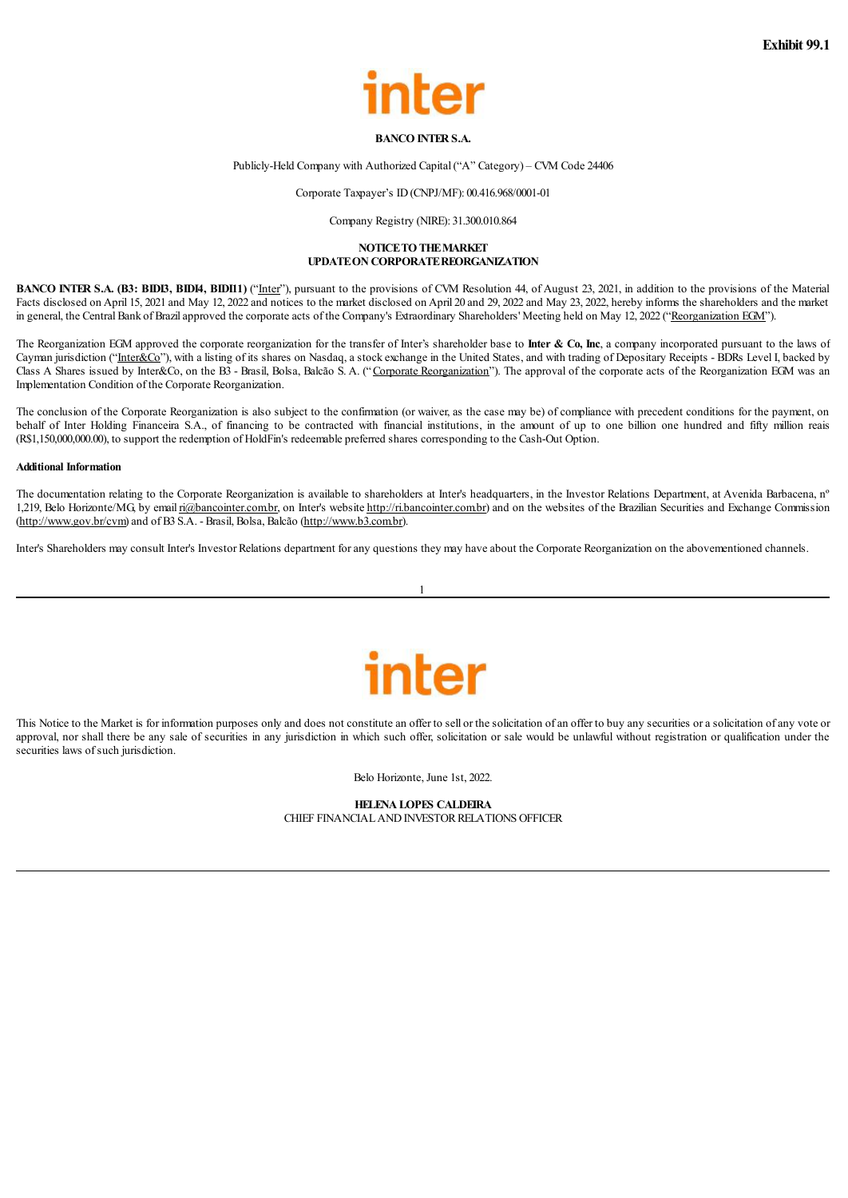Exhibit 99.1

**BANCO INTER S.A.**

Publicly-Held Company with Authorized Capital ("A" Category) – CVM Code 24406

Corporate Taxpayer's ID (CNPJ/MF): 00.416.968/0001-01

Company Registry (NIRE): 31.300.010.864

**NOTICE TO THE MARKET**
**UPDATE ON CORPORATE REORGANIZATION**

**BANCO INTER S.A. (B3: BIDI3, BIDI4, BIDI11)** ("Inter"), pursuant to the provisions of CVM Resolution 44, of August 23, 2021, in addition to the provisions of the Material Facts disclosed on April 15, 2021 and May 12, 2022 and notices to the market disclosed on April 20 and 29, 2022 and May 23, 2022, hereby informs the shareholders and the market in general, the Central Bank of Brazil approved the corporate acts of the Company's Extraordinary Shareholders' Meeting held on May 12, 2022 ("Reorganization EGM").

The Reorganization EGM approved the corporate reorganization for the transfer of Inter's shareholder base to **Inter & Co, Inc**, a company incorporated pursuant to the laws of Cayman jurisdiction ("Inter&Co"), with a listing of its shares on Nasdaq, a stock exchange in the United States, and with trading of Depositary Receipts - BDRs Level I, backed by Class A Shares issued by Inter&Co, on the B3 - Brasil, Bolsa, Balcão S. A. ("Corporate Reorganization"). The approval of the corporate acts of the Reorganization EGM was an Implementation Condition of the Corporate Reorganization.

The conclusion of the Corporate Reorganization is also subject to the confirmation (or waiver, as the case may be) of compliance with precedent conditions for the payment, on behalf of Inter Holding Financeira S.A., of financing to be contracted with financial institutions, in the amount of up to one billion one hundred and fifty million reais (R$1,150,000,000.00), to support the redemption of HoldFin's redeemable preferred shares corresponding to the Cash-Out Option.

**Additional Information**

The documentation relating to the Corporate Reorganization is available to shareholders at Inter's headquarters, in the Investor Relations Department, at Avenida Barbacena, nº 1,219, Belo Horizonte/MG, by email ri@bancointer.com.br, on Inter's website http://ri.bancointer.com.br) and on the websites of the Brazilian Securities and Exchange Commission (http://www.gov.br/cvm) and of B3 S.A. - Brasil, Bolsa, Balcão (http://www.b3.com.br).

Inter's Shareholders may consult Inter's Investor Relations department for any questions they may have about the Corporate Reorganization on the abovementioned channels.

This Notice to the Market is for information purposes only and does not constitute an offer to sell or the solicitation of an offer to buy any securities or a solicitation of any vote or approval, nor shall there be any sale of securities in any jurisdiction in which such offer, solicitation or sale would be unlawful without registration or qualification under the securities laws of such jurisdiction.

Belo Horizonte, June 1st, 2022.

**HELENA LOPES CALDEIRA**
CHIEF FINANCIAL AND INVESTOR RELATIONS OFFICER